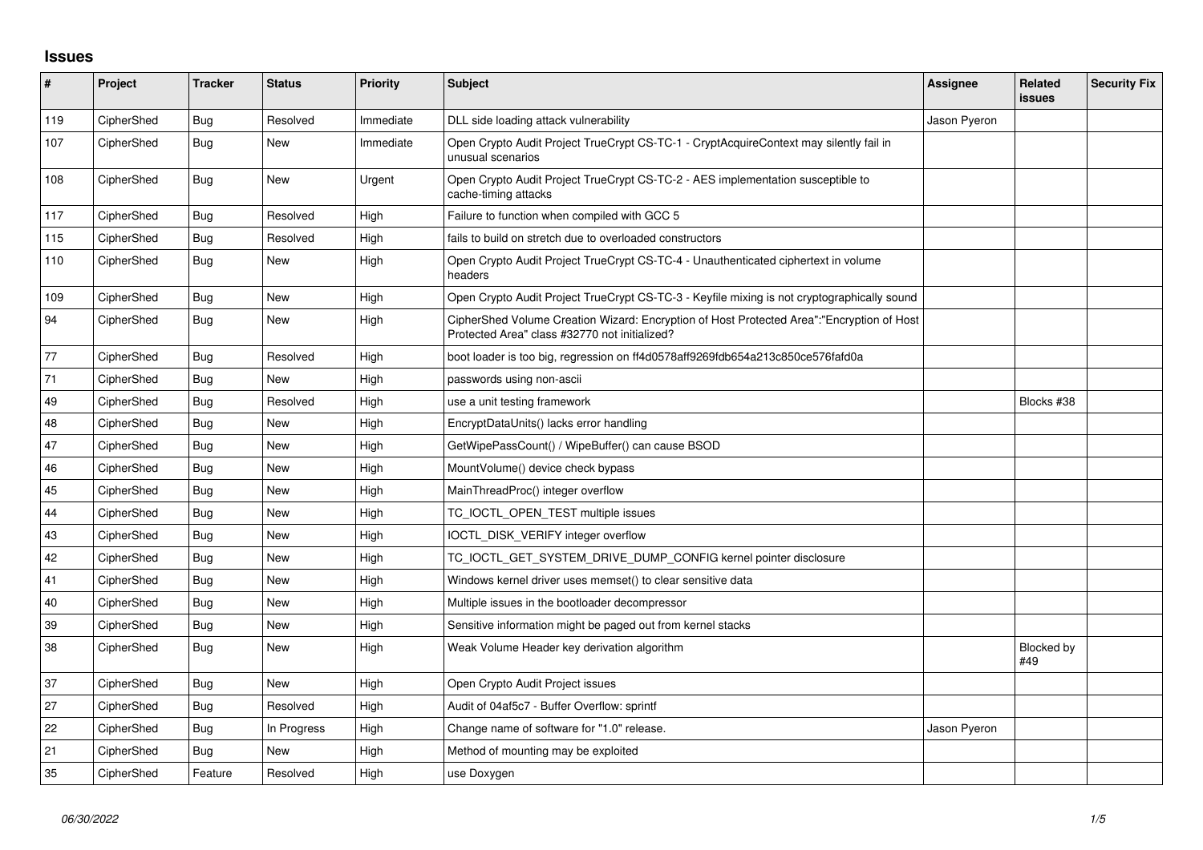## Issues

| # | Project | Tracker | Status | Priority | Subject | Assignee | Related issues | Security Fix |
|---|---|---|---|---|---|---|---|---|
| 119 | CipherShed | Bug | Resolved | Immediate | DLL side loading attack vulnerability | Jason Pyeron | | |
| 107 | CipherShed | Bug | New | Immediate | Open Crypto Audit Project TrueCrypt CS-TC-1 - CryptAcquireContext may silently fail in unusual scenarios | | | |
| 108 | CipherShed | Bug | New | Urgent | Open Crypto Audit Project TrueCrypt CS-TC-2 - AES implementation susceptible to cache-timing attacks | | | |
| 117 | CipherShed | Bug | Resolved | High | Failure to function when compiled with GCC 5 | | | |
| 115 | CipherShed | Bug | Resolved | High | fails to build on stretch due to overloaded constructors | | | |
| 110 | CipherShed | Bug | New | High | Open Crypto Audit Project TrueCrypt CS-TC-4 - Unauthenticated ciphertext in volume headers | | | |
| 109 | CipherShed | Bug | New | High | Open Crypto Audit Project TrueCrypt CS-TC-3 - Keyfile mixing is not cryptographically sound | | | |
| 94 | CipherShed | Bug | New | High | CipherShed Volume Creation Wizard: Encryption of Host Protected Area":"Encryption of Host Protected Area" class #32770 not initialized? | | | |
| 77 | CipherShed | Bug | Resolved | High | boot loader is too big, regression on ff4d0578aff9269fdb654a213c850ce576fafd0a | | | |
| 71 | CipherShed | Bug | New | High | passwords using non-ascii | | | |
| 49 | CipherShed | Bug | Resolved | High | use a unit testing framework | | Blocks #38 | |
| 48 | CipherShed | Bug | New | High | EncryptDataUnits() lacks error handling | | | |
| 47 | CipherShed | Bug | New | High | GetWipePassCount() / WipeBuffer() can cause BSOD | | | |
| 46 | CipherShed | Bug | New | High | MountVolume() device check bypass | | | |
| 45 | CipherShed | Bug | New | High | MainThreadProc() integer overflow | | | |
| 44 | CipherShed | Bug | New | High | TC_IOCTL_OPEN_TEST multiple issues | | | |
| 43 | CipherShed | Bug | New | High | IOCTL_DISK_VERIFY integer overflow | | | |
| 42 | CipherShed | Bug | New | High | TC_IOCTL_GET_SYSTEM_DRIVE_DUMP_CONFIG kernel pointer disclosure | | | |
| 41 | CipherShed | Bug | New | High | Windows kernel driver uses memset() to clear sensitive data | | | |
| 40 | CipherShed | Bug | New | High | Multiple issues in the bootloader decompressor | | | |
| 39 | CipherShed | Bug | New | High | Sensitive information might be paged out from kernel stacks | | | |
| 38 | CipherShed | Bug | New | High | Weak Volume Header key derivation algorithm | | Blocked by #49 | |
| 37 | CipherShed | Bug | New | High | Open Crypto Audit Project issues | | | |
| 27 | CipherShed | Bug | Resolved | High | Audit of 04af5c7 - Buffer Overflow: sprintf | | | |
| 22 | CipherShed | Bug | In Progress | High | Change name of software for "1.0" release. | Jason Pyeron | | |
| 21 | CipherShed | Bug | New | High | Method of mounting may be exploited | | | |
| 35 | CipherShed | Feature | Resolved | High | use Doxygen | | | |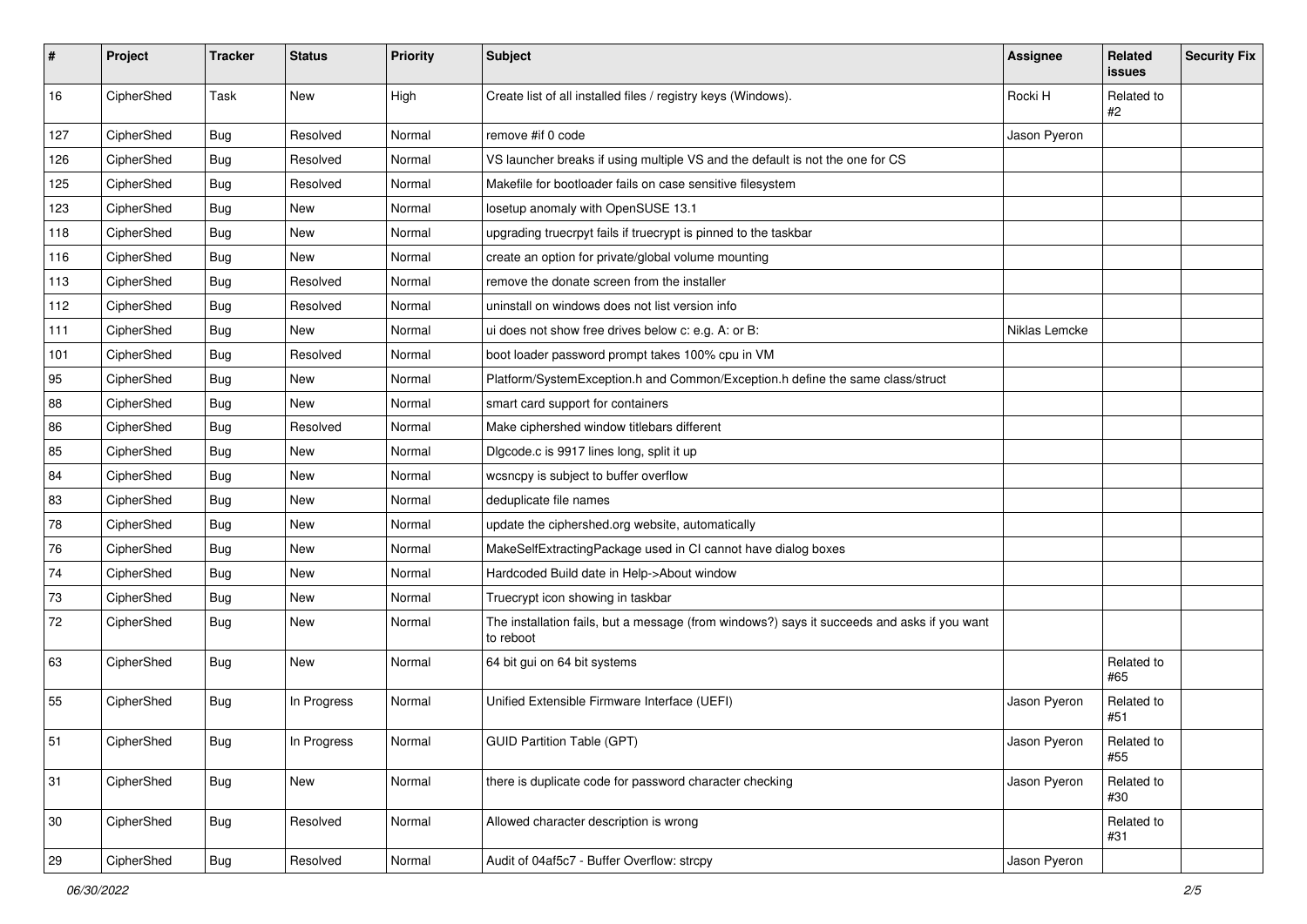| # | Project | Tracker | Status | Priority | Subject | Assignee | Related issues | Security Fix |
|---|---|---|---|---|---|---|---|---|
| 16 | CipherShed | Task | New | High | Create list of all installed files / registry keys (Windows). | Rocki H | Related to #2 | |
| 127 | CipherShed | Bug | Resolved | Normal | remove #if 0 code | Jason Pyeron | | |
| 126 | CipherShed | Bug | Resolved | Normal | VS launcher breaks if using multiple VS and the default is not the one for CS | | | |
| 125 | CipherShed | Bug | Resolved | Normal | Makefile for bootloader fails on case sensitive filesystem | | | |
| 123 | CipherShed | Bug | New | Normal | losetup anomaly with OpenSUSE 13.1 | | | |
| 118 | CipherShed | Bug | New | Normal | upgrading truecrpyt fails if truecrypt is pinned to the taskbar | | | |
| 116 | CipherShed | Bug | New | Normal | create an option for private/global volume mounting | | | |
| 113 | CipherShed | Bug | Resolved | Normal | remove the donate screen from the installer | | | |
| 112 | CipherShed | Bug | Resolved | Normal | uninstall on windows does not list version info | | | |
| 111 | CipherShed | Bug | New | Normal | ui does not show free drives below c: e.g. A: or B: | Niklas Lemcke | | |
| 101 | CipherShed | Bug | Resolved | Normal | boot loader password prompt takes 100% cpu in VM | | | |
| 95 | CipherShed | Bug | New | Normal | Platform/SystemException.h and Common/Exception.h define the same class/struct | | | |
| 88 | CipherShed | Bug | New | Normal | smart card support for containers | | | |
| 86 | CipherShed | Bug | Resolved | Normal | Make ciphershed window titlebars different | | | |
| 85 | CipherShed | Bug | New | Normal | Dlgcode.c is 9917 lines long, split it up | | | |
| 84 | CipherShed | Bug | New | Normal | wcsncpy is subject to buffer overflow | | | |
| 83 | CipherShed | Bug | New | Normal | deduplicate file names | | | |
| 78 | CipherShed | Bug | New | Normal | update the ciphershed.org website, automatically | | | |
| 76 | CipherShed | Bug | New | Normal | MakeSelfExtractingPackage used in CI cannot have dialog boxes | | | |
| 74 | CipherShed | Bug | New | Normal | Hardcoded Build date in Help->About window | | | |
| 73 | CipherShed | Bug | New | Normal | Truecrypt icon showing in taskbar | | | |
| 72 | CipherShed | Bug | New | Normal | The installation fails, but a message (from windows?) says it succeeds and asks if you want to reboot | | | |
| 63 | CipherShed | Bug | New | Normal | 64 bit gui on 64 bit systems | | Related to #65 | |
| 55 | CipherShed | Bug | In Progress | Normal | Unified Extensible Firmware Interface (UEFI) | Jason Pyeron | Related to #51 | |
| 51 | CipherShed | Bug | In Progress | Normal | GUID Partition Table (GPT) | Jason Pyeron | Related to #55 | |
| 31 | CipherShed | Bug | New | Normal | there is duplicate code for password character checking | Jason Pyeron | Related to #30 | |
| 30 | CipherShed | Bug | Resolved | Normal | Allowed character description is wrong | | Related to #31 | |
| 29 | CipherShed | Bug | Resolved | Normal | Audit of 04af5c7 - Buffer Overflow: strcpy | Jason Pyeron | | |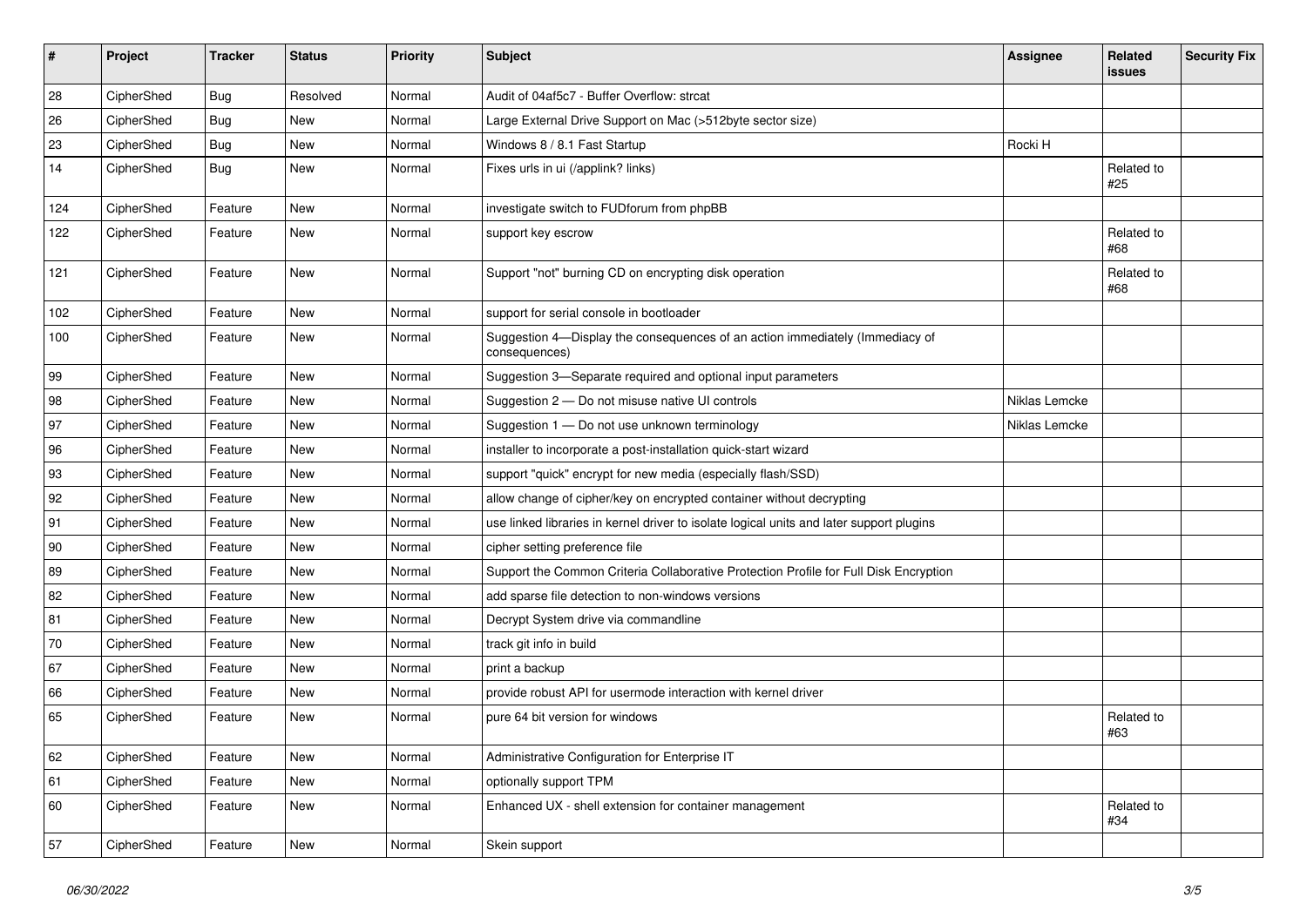| # | Project | Tracker | Status | Priority | Subject | Assignee | Related issues | Security Fix |
|---|---|---|---|---|---|---|---|---|
| 28 | CipherShed | Bug | Resolved | Normal | Audit of 04af5c7 - Buffer Overflow: strcat | | | |
| 26 | CipherShed | Bug | New | Normal | Large External Drive Support on Mac (>512byte sector size) | | | |
| 23 | CipherShed | Bug | New | Normal | Windows 8 / 8.1 Fast Startup | Rocki H | | |
| 14 | CipherShed | Bug | New | Normal | Fixes urls in ui (/applink? links) | | Related to #25 | |
| 124 | CipherShed | Feature | New | Normal | investigate switch to FUDforum from phpBB | | | |
| 122 | CipherShed | Feature | New | Normal | support key escrow | | Related to #68 | |
| 121 | CipherShed | Feature | New | Normal | Support "not" burning CD on encrypting disk operation | | Related to #68 | |
| 102 | CipherShed | Feature | New | Normal | support for serial console in bootloader | | | |
| 100 | CipherShed | Feature | New | Normal | Suggestion 4—Display the consequences of an action immediately (Immediacy of consequences) | | | |
| 99 | CipherShed | Feature | New | Normal | Suggestion 3—Separate required and optional input parameters | | | |
| 98 | CipherShed | Feature | New | Normal | Suggestion 2 — Do not misuse native UI controls | Niklas Lemcke | | |
| 97 | CipherShed | Feature | New | Normal | Suggestion 1 — Do not use unknown terminology | Niklas Lemcke | | |
| 96 | CipherShed | Feature | New | Normal | installer to incorporate a post-installation quick-start wizard | | | |
| 93 | CipherShed | Feature | New | Normal | support "quick" encrypt for new media (especially flash/SSD) | | | |
| 92 | CipherShed | Feature | New | Normal | allow change of cipher/key on encrypted container without decrypting | | | |
| 91 | CipherShed | Feature | New | Normal | use linked libraries in kernel driver to isolate logical units and later support plugins | | | |
| 90 | CipherShed | Feature | New | Normal | cipher setting preference file | | | |
| 89 | CipherShed | Feature | New | Normal | Support the Common Criteria Collaborative Protection Profile for Full Disk Encryption | | | |
| 82 | CipherShed | Feature | New | Normal | add sparse file detection to non-windows versions | | | |
| 81 | CipherShed | Feature | New | Normal | Decrypt System drive via commandline | | | |
| 70 | CipherShed | Feature | New | Normal | track git info in build | | | |
| 67 | CipherShed | Feature | New | Normal | print a backup | | | |
| 66 | CipherShed | Feature | New | Normal | provide robust API for usermode interaction with kernel driver | | | |
| 65 | CipherShed | Feature | New | Normal | pure 64 bit version for windows | | Related to #63 | |
| 62 | CipherShed | Feature | New | Normal | Administrative Configuration for Enterprise IT | | | |
| 61 | CipherShed | Feature | New | Normal | optionally support TPM | | | |
| 60 | CipherShed | Feature | New | Normal | Enhanced UX - shell extension for container management | | Related to #34 | |
| 57 | CipherShed | Feature | New | Normal | Skein support | | | |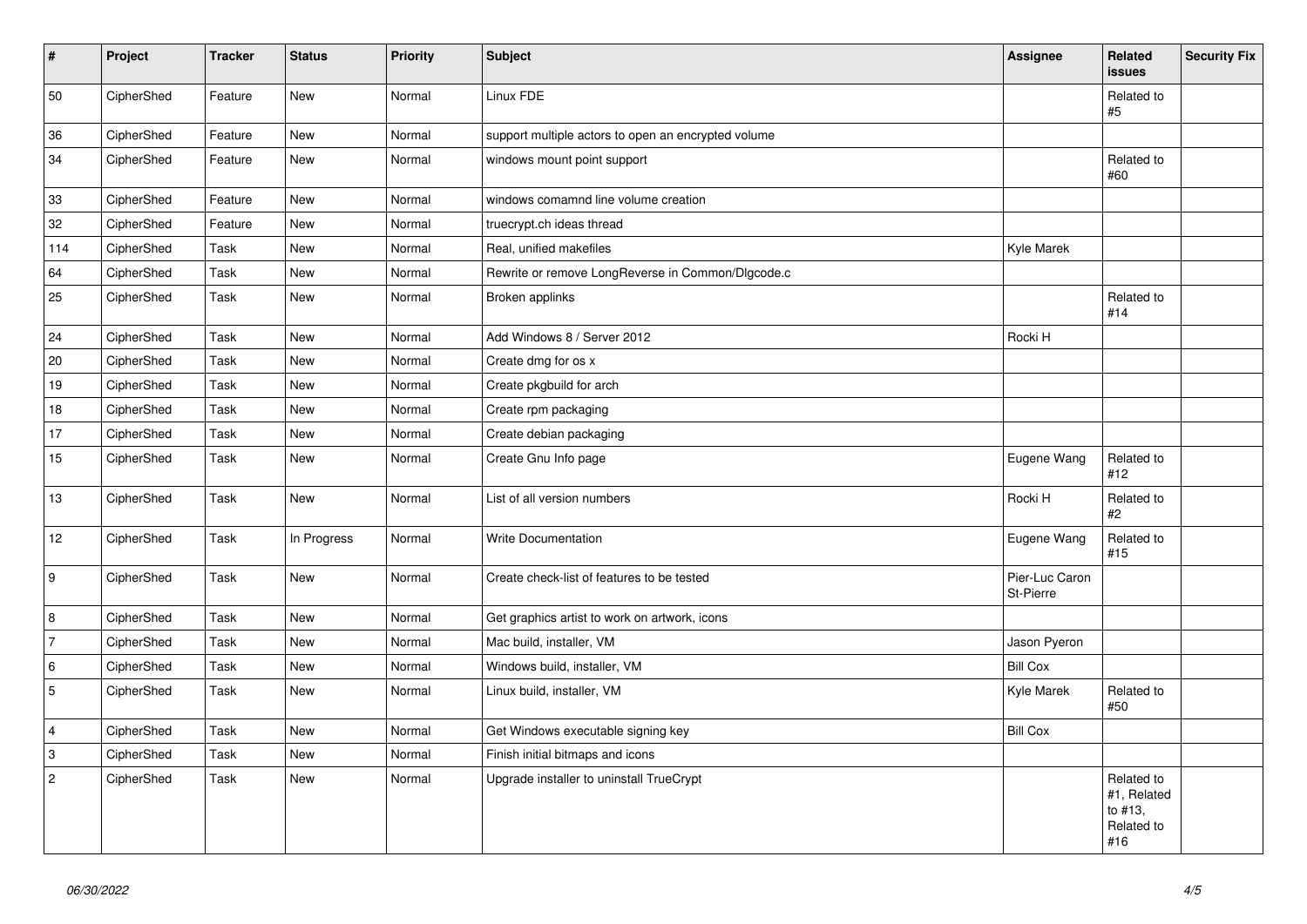| # | Project | Tracker | Status | Priority | Subject | Assignee | Related issues | Security Fix |
|---|---|---|---|---|---|---|---|---|
| 50 | CipherShed | Feature | New | Normal | Linux FDE | | Related to #5 | |
| 36 | CipherShed | Feature | New | Normal | support multiple actors to open an encrypted volume | | | |
| 34 | CipherShed | Feature | New | Normal | windows mount point support | | Related to #60 | |
| 33 | CipherShed | Feature | New | Normal | windows comamnd line volume creation | | | |
| 32 | CipherShed | Feature | New | Normal | truecrypt.ch ideas thread | | | |
| 114 | CipherShed | Task | New | Normal | Real, unified makefiles | Kyle Marek | | |
| 64 | CipherShed | Task | New | Normal | Rewrite or remove LongReverse in Common/Dlgcode.c | | | |
| 25 | CipherShed | Task | New | Normal | Broken applinks | | Related to #14 | |
| 24 | CipherShed | Task | New | Normal | Add Windows 8 / Server 2012 | Rocki H | | |
| 20 | CipherShed | Task | New | Normal | Create dmg for os x | | | |
| 19 | CipherShed | Task | New | Normal | Create pkgbuild for arch | | | |
| 18 | CipherShed | Task | New | Normal | Create rpm packaging | | | |
| 17 | CipherShed | Task | New | Normal | Create debian packaging | | | |
| 15 | CipherShed | Task | New | Normal | Create Gnu Info page | Eugene Wang | Related to #12 | |
| 13 | CipherShed | Task | New | Normal | List of all version numbers | Rocki H | Related to #2 | |
| 12 | CipherShed | Task | In Progress | Normal | Write Documentation | Eugene Wang | Related to #15 | |
| 9 | CipherShed | Task | New | Normal | Create check-list of features to be tested | Pier-Luc Caron St-Pierre | | |
| 8 | CipherShed | Task | New | Normal | Get graphics artist to work on artwork, icons | | | |
| 7 | CipherShed | Task | New | Normal | Mac build, installer, VM | Jason Pyeron | | |
| 6 | CipherShed | Task | New | Normal | Windows build, installer, VM | Bill Cox | | |
| 5 | CipherShed | Task | New | Normal | Linux build, installer, VM | Kyle Marek | Related to #50 | |
| 4 | CipherShed | Task | New | Normal | Get Windows executable signing key | Bill Cox | | |
| 3 | CipherShed | Task | New | Normal | Finish initial bitmaps and icons | | | |
| 2 | CipherShed | Task | New | Normal | Upgrade installer to uninstall TrueCrypt | | Related to #1, Related to #13, Related to #16 | |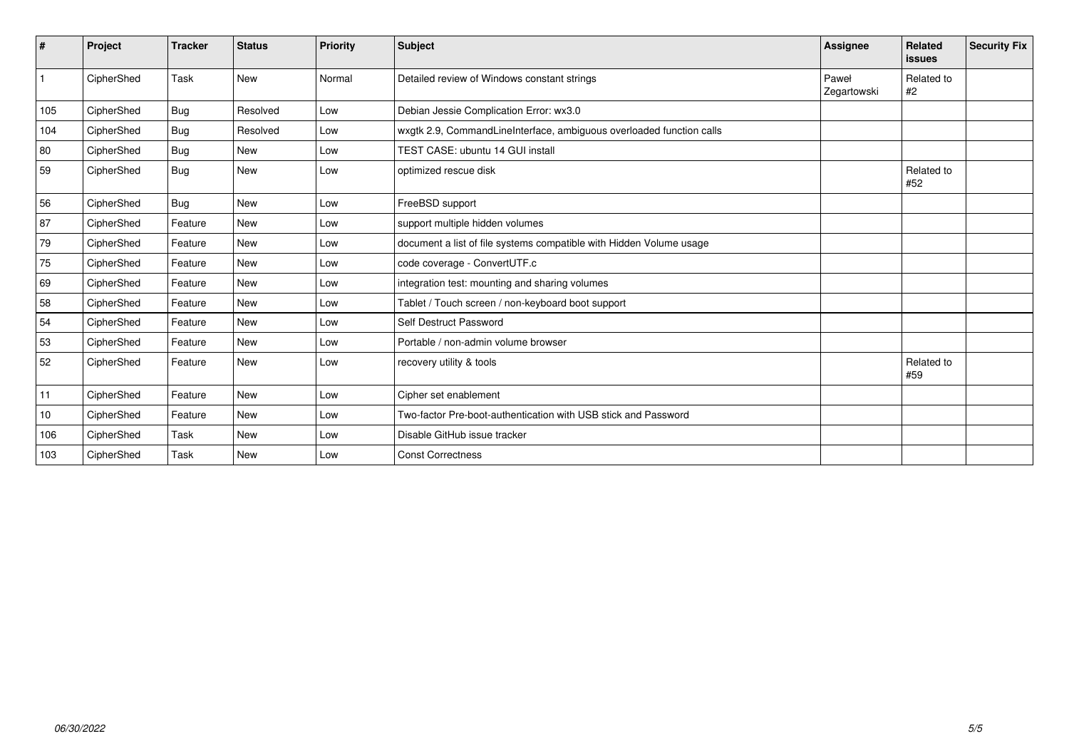| # | Project | Tracker | Status | Priority | Subject | Assignee | Related issues | Security Fix |
|---|---|---|---|---|---|---|---|---|
| 1 | CipherShed | Task | New | Normal | Detailed review of Windows constant strings | Paweł Zegartowski | Related to #2 | |
| 105 | CipherShed | Bug | Resolved | Low | Debian Jessie Complication Error: wx3.0 | | | |
| 104 | CipherShed | Bug | Resolved | Low | wxgtk 2.9, CommandLineInterface, ambiguous overloaded function calls | | | |
| 80 | CipherShed | Bug | New | Low | TEST CASE: ubuntu 14 GUI install | | | |
| 59 | CipherShed | Bug | New | Low | optimized rescue disk | | Related to #52 | |
| 56 | CipherShed | Bug | New | Low | FreeBSD support | | | |
| 87 | CipherShed | Feature | New | Low | support multiple hidden volumes | | | |
| 79 | CipherShed | Feature | New | Low | document a list of file systems compatible with Hidden Volume usage | | | |
| 75 | CipherShed | Feature | New | Low | code coverage - ConvertUTF.c | | | |
| 69 | CipherShed | Feature | New | Low | integration test: mounting and sharing volumes | | | |
| 58 | CipherShed | Feature | New | Low | Tablet / Touch screen / non-keyboard boot support | | | |
| 54 | CipherShed | Feature | New | Low | Self Destruct Password | | | |
| 53 | CipherShed | Feature | New | Low | Portable / non-admin volume browser | | | |
| 52 | CipherShed | Feature | New | Low | recovery utility & tools | | Related to #59 | |
| 11 | CipherShed | Feature | New | Low | Cipher set enablement | | | |
| 10 | CipherShed | Feature | New | Low | Two-factor Pre-boot-authentication with USB stick and Password | | | |
| 106 | CipherShed | Task | New | Low | Disable GitHub issue tracker | | | |
| 103 | CipherShed | Task | New | Low | Const Correctness | | | |

*06/30/2022*